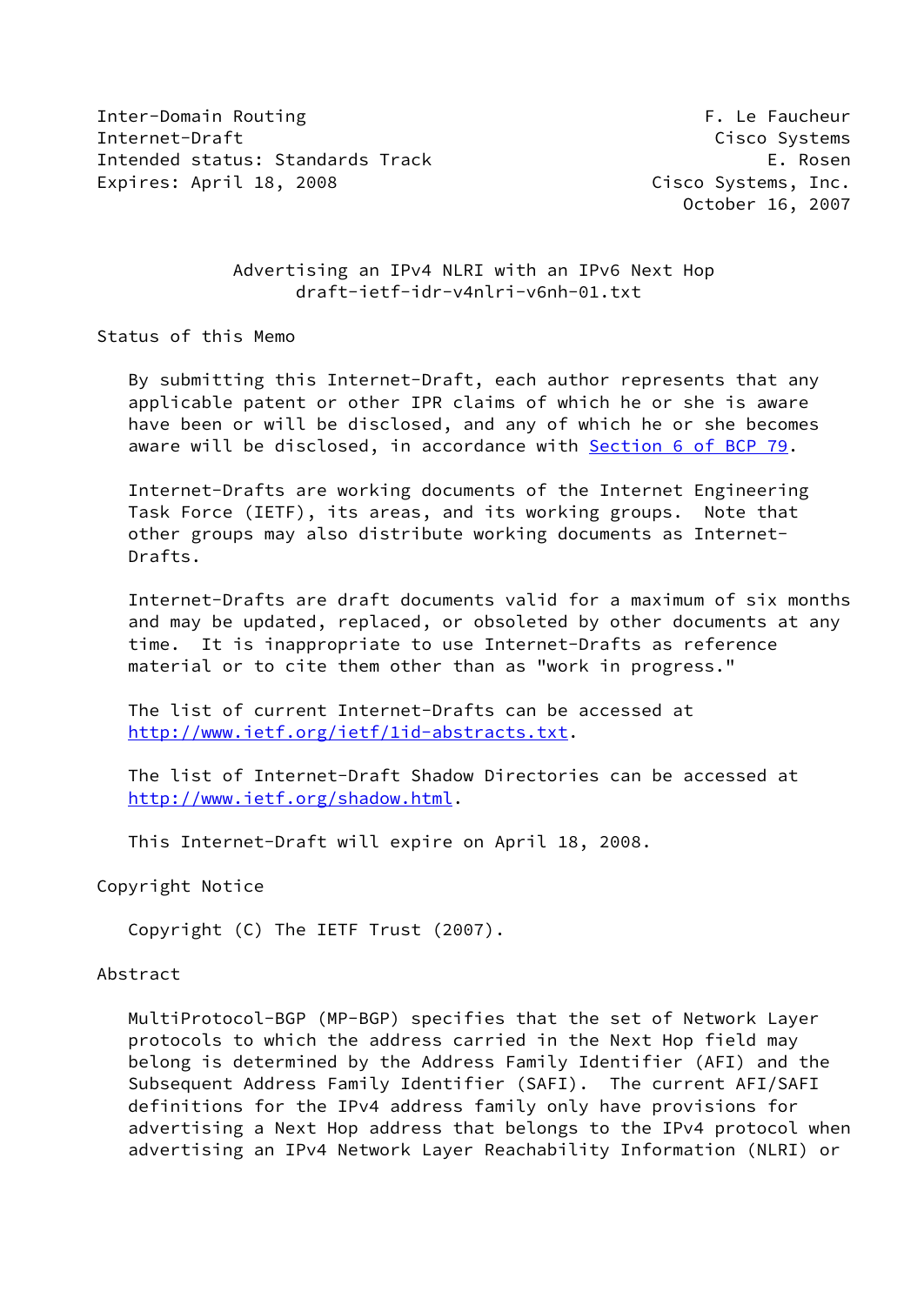Inter-Domain Routing                                     F. Le Faucheur
Internet-Draft                                            Cisco Systems
Intended status: Standards Track                               E. Rosen
Expires: April 18, 2008                              Cisco Systems, Inc.
                                                       October 16, 2007

# Advertising an IPv4 NLRI with an IPv6 Next Hop
## draft-ietf-idr-v4nlri-v6nh-01.txt

## Status of this Memo

By submitting this Internet-Draft, each author represents that any applicable patent or other IPR claims of which he or she is aware have been or will be disclosed, and any of which he or she becomes aware will be disclosed, in accordance with Section 6 of BCP 79.

Internet-Drafts are working documents of the Internet Engineering Task Force (IETF), its areas, and its working groups. Note that other groups may also distribute working documents as Internet-Drafts.

Internet-Drafts are draft documents valid for a maximum of six months and may be updated, replaced, or obsoleted by other documents at any time. It is inappropriate to use Internet-Drafts as reference material or to cite them other than as "work in progress."

The list of current Internet-Drafts can be accessed at http://www.ietf.org/ietf/1id-abstracts.txt.

The list of Internet-Draft Shadow Directories can be accessed at http://www.ietf.org/shadow.html.

This Internet-Draft will expire on April 18, 2008.

## Copyright Notice

Copyright (C) The IETF Trust (2007).

## Abstract

MultiProtocol-BGP (MP-BGP) specifies that the set of Network Layer protocols to which the address carried in the Next Hop field may belong is determined by the Address Family Identifier (AFI) and the Subsequent Address Family Identifier (SAFI). The current AFI/SAFI definitions for the IPv4 address family only have provisions for advertising a Next Hop address that belongs to the IPv4 protocol when advertising an IPv4 Network Layer Reachability Information (NLRI) or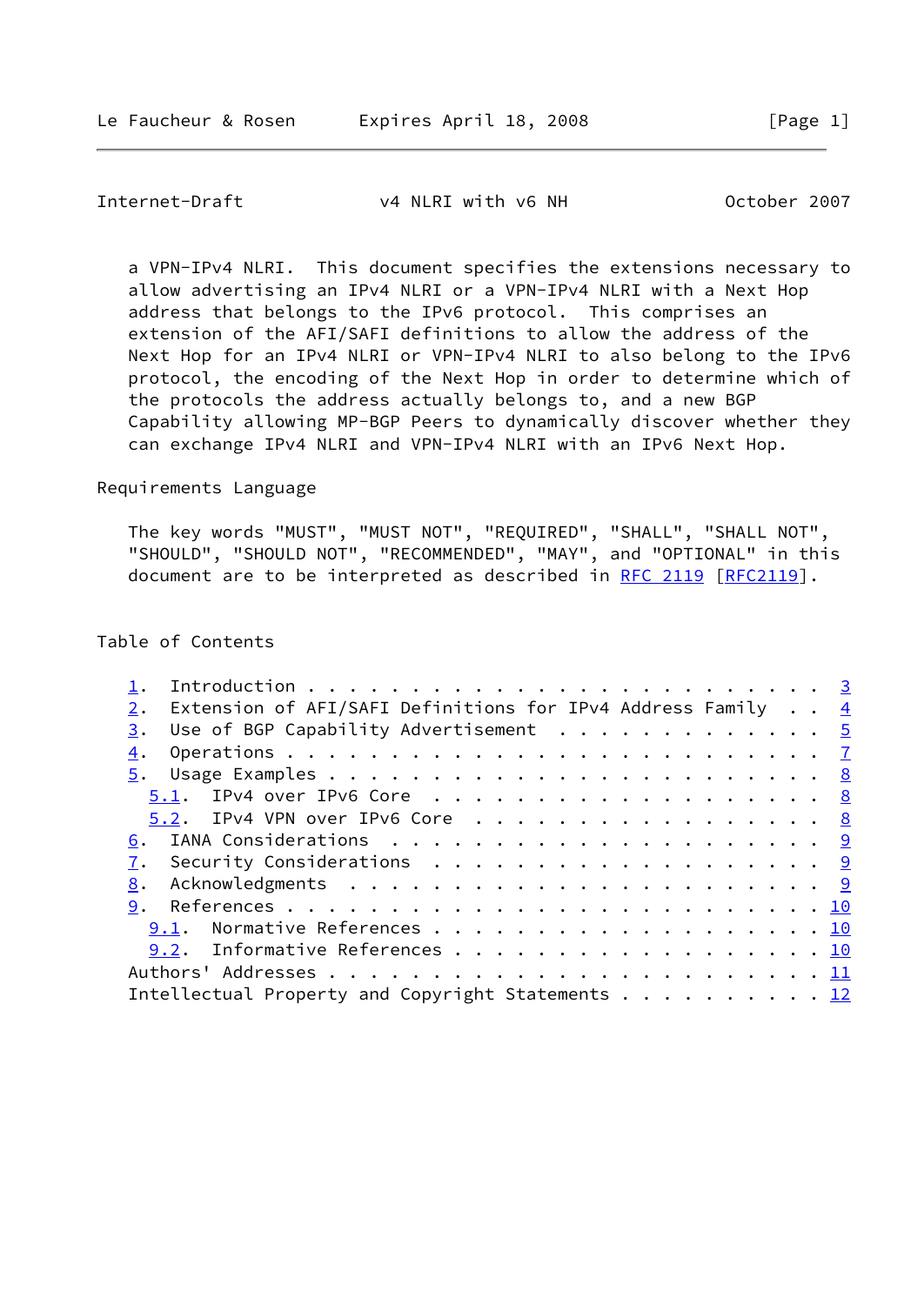a VPN-IPv4 NLRI. This document specifies the extensions necessary to allow advertising an IPv4 NLRI or a VPN-IPv4 NLRI with a Next Hop address that belongs to the IPv6 protocol. This comprises an extension of the AFI/SAFI definitions to allow the address of the Next Hop for an IPv4 NLRI or VPN-IPv4 NLRI to also belong to the IPv6 protocol, the encoding of the Next Hop in order to determine which of the protocols the address actually belongs to, and a new BGP Capability allowing MP-BGP Peers to dynamically discover whether they can exchange IPv4 NLRI and VPN-IPv4 NLRI with an IPv6 Next Hop.

Requirements Language

The key words "MUST", "MUST NOT", "REQUIRED", "SHALL", "SHALL NOT", "SHOULD", "SHOULD NOT", "RECOMMENDED", "MAY", and "OPTIONAL" in this document are to be interpreted as described in RFC 2119 [RFC2119].

Table of Contents

```
   1.  Introduction . . . . . . . . . . . . . . . . . . . . . . . .  3
   2.  Extension of AFI/SAFI Definitions for IPv4 Address Family  . .  4
   3.  Use of BGP Capability Advertisement  . . . . . . . . . . . . .  5
   4.  Operations . . . . . . . . . . . . . . . . . . . . . . . . . .  7
   5.  Usage Examples . . . . . . . . . . . . . . . . . . . . . . . .  8
     5.1.  IPv4 over IPv6 Core  . . . . . . . . . . . . . . . . . . .  8
     5.2.  IPv4 VPN over IPv6 Core  . . . . . . . . . . . . . . . . .  8
   6.  IANA Considerations  . . . . . . . . . . . . . . . . . . . . .  9
   7.  Security Considerations  . . . . . . . . . . . . . . . . . . .  9
   8.  Acknowledgments  . . . . . . . . . . . . . . . . . . . . . . .  9
   9.  References . . . . . . . . . . . . . . . . . . . . . . . . . . 10
     9.1.  Normative References . . . . . . . . . . . . . . . . . . . 10
     9.2.  Informative References . . . . . . . . . . . . . . . . . . 10
   Authors' Addresses . . . . . . . . . . . . . . . . . . . . . . . . 11
   Intellectual Property and Copyright Statements . . . . . . . . . . 12
```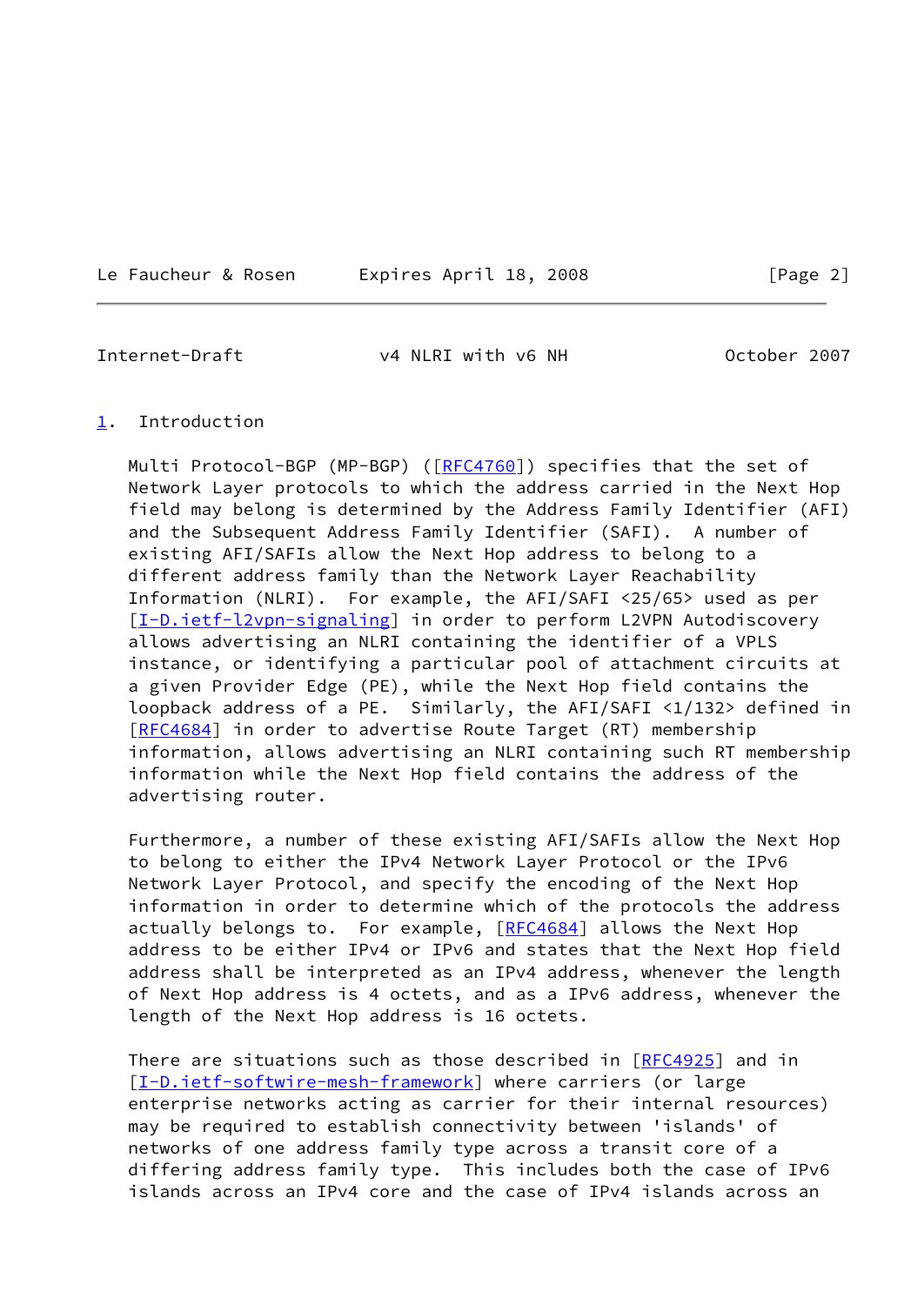## 1. Introduction

Multi Protocol-BGP (MP-BGP) ([RFC4760]) specifies that the set of Network Layer protocols to which the address carried in the Next Hop field may belong is determined by the Address Family Identifier (AFI) and the Subsequent Address Family Identifier (SAFI). A number of existing AFI/SAFIs allow the Next Hop address to belong to a different address family than the Network Layer Reachability Information (NLRI). For example, the AFI/SAFI <25/65> used as per [I-D.ietf-l2vpn-signaling] in order to perform L2VPN Autodiscovery allows advertising an NLRI containing the identifier of a VPLS instance, or identifying a particular pool of attachment circuits at a given Provider Edge (PE), while the Next Hop field contains the loopback address of a PE. Similarly, the AFI/SAFI <1/132> defined in [RFC4684] in order to advertise Route Target (RT) membership information, allows advertising an NLRI containing such RT membership information while the Next Hop field contains the address of the advertising router.

Furthermore, a number of these existing AFI/SAFIs allow the Next Hop to belong to either the IPv4 Network Layer Protocol or the IPv6 Network Layer Protocol, and specify the encoding of the Next Hop information in order to determine which of the protocols the address actually belongs to. For example, [RFC4684] allows the Next Hop address to be either IPv4 or IPv6 and states that the Next Hop field address shall be interpreted as an IPv4 address, whenever the length of Next Hop address is 4 octets, and as a IPv6 address, whenever the length of the Next Hop address is 16 octets.

There are situations such as those described in [RFC4925] and in [I-D.ietf-softwire-mesh-framework] where carriers (or large enterprise networks acting as carrier for their internal resources) may be required to establish connectivity between 'islands' of networks of one address family type across a transit core of a differing address family type. This includes both the case of IPv6 islands across an IPv4 core and the case of IPv4 islands across an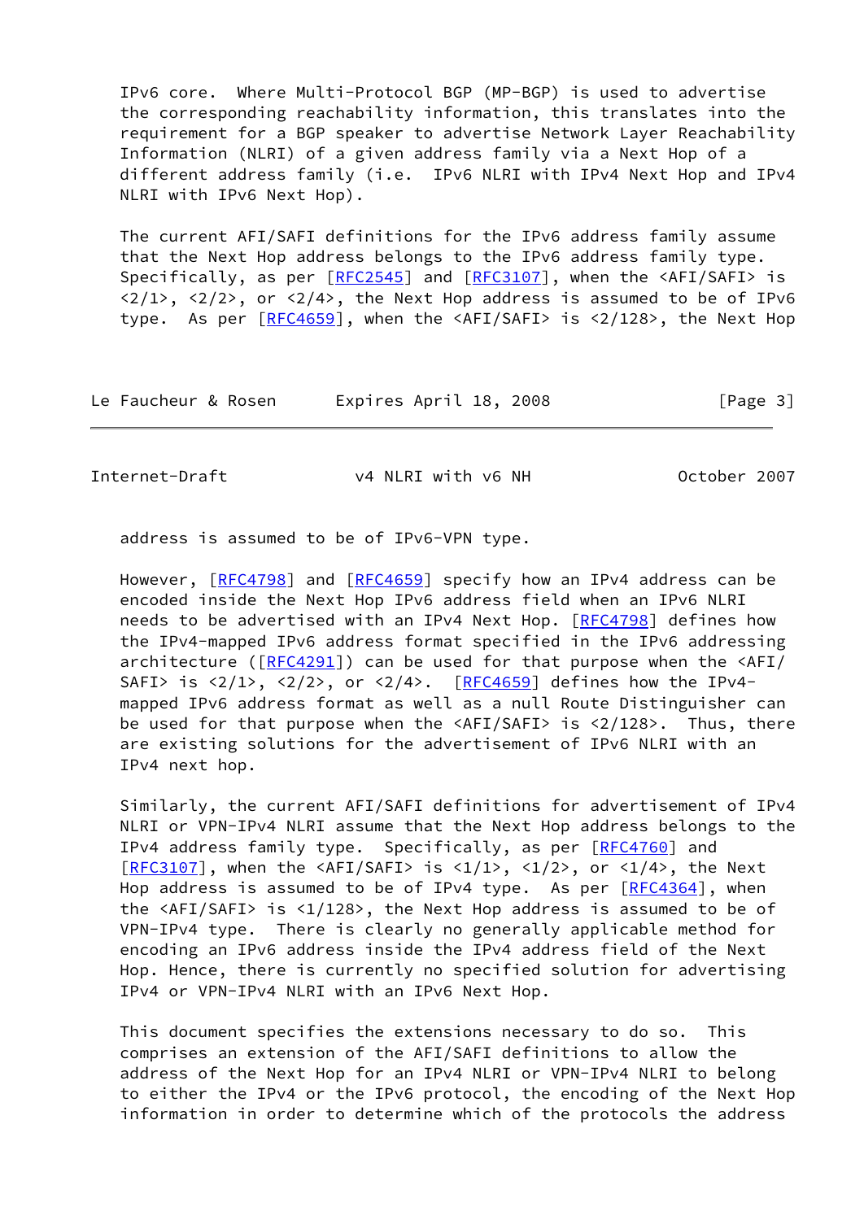IPv6 core. Where Multi-Protocol BGP (MP-BGP) is used to advertise the corresponding reachability information, this translates into the requirement for a BGP speaker to advertise Network Layer Reachability Information (NLRI) of a given address family via a Next Hop of a different address family (i.e. IPv6 NLRI with IPv4 Next Hop and IPv4 NLRI with IPv6 Next Hop).

The current AFI/SAFI definitions for the IPv6 address family assume that the Next Hop address belongs to the IPv6 address family type. Specifically, as per [RFC2545] and [RFC3107], when the <AFI/SAFI> is <2/1>, <2/2>, or <2/4>, the Next Hop address is assumed to be of IPv6 type. As per [RFC4659], when the <AFI/SAFI> is <2/128>, the Next Hop address is assumed to be of IPv6-VPN type.

However, [RFC4798] and [RFC4659] specify how an IPv4 address can be encoded inside the Next Hop IPv6 address field when an IPv6 NLRI needs to be advertised with an IPv4 Next Hop. [RFC4798] defines how the IPv4-mapped IPv6 address format specified in the IPv6 addressing architecture ([RFC4291]) can be used for that purpose when the <AFI/SAFI> is <2/1>, <2/2>, or <2/4>. [RFC4659] defines how the IPv4-mapped IPv6 address format as well as a null Route Distinguisher can be used for that purpose when the <AFI/SAFI> is <2/128>. Thus, there are existing solutions for the advertisement of IPv6 NLRI with an IPv4 next hop.

Similarly, the current AFI/SAFI definitions for advertisement of IPv4 NLRI or VPN-IPv4 NLRI assume that the Next Hop address belongs to the IPv4 address family type. Specifically, as per [RFC4760] and [RFC3107], when the <AFI/SAFI> is <1/1>, <1/2>, or <1/4>, the Next Hop address is assumed to be of IPv4 type. As per [RFC4364], when the <AFI/SAFI> is <1/128>, the Next Hop address is assumed to be of VPN-IPv4 type. There is clearly no generally applicable method for encoding an IPv6 address inside the IPv4 address field of the Next Hop. Hence, there is currently no specified solution for advertising IPv4 or VPN-IPv4 NLRI with an IPv6 Next Hop.

This document specifies the extensions necessary to do so. This comprises an extension of the AFI/SAFI definitions to allow the address of the Next Hop for an IPv4 NLRI or VPN-IPv4 NLRI to belong to either the IPv4 or the IPv6 protocol, the encoding of the Next Hop information in order to determine which of the protocols the address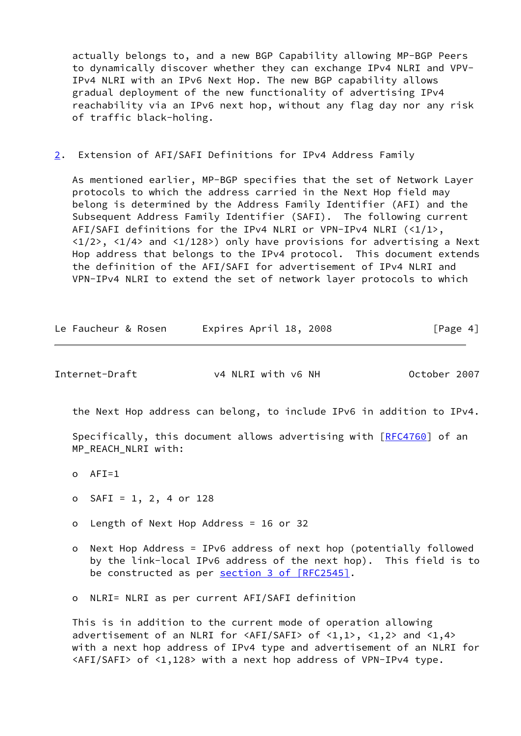actually belongs to, and a new BGP Capability allowing MP-BGP Peers to dynamically discover whether they can exchange IPv4 NLRI and VPV-IPv4 NLRI with an IPv6 Next Hop. The new BGP capability allows gradual deployment of the new functionality of advertising IPv4 reachability via an IPv6 next hop, without any flag day nor any risk of traffic black-holing.

## 2. Extension of AFI/SAFI Definitions for IPv4 Address Family

As mentioned earlier, MP-BGP specifies that the set of Network Layer protocols to which the address carried in the Next Hop field may belong is determined by the Address Family Identifier (AFI) and the Subsequent Address Family Identifier (SAFI). The following current AFI/SAFI definitions for the IPv4 NLRI or VPN-IPv4 NLRI (<1/1>, <1/2>, <1/4> and <1/128>) only have provisions for advertising a Next Hop address that belongs to the IPv4 protocol. This document extends the definition of the AFI/SAFI for advertisement of IPv4 NLRI and VPN-IPv4 NLRI to extend the set of network layer protocols to which the Next Hop address can belong, to include IPv6 in addition to IPv4.

Specifically, this document allows advertising with [RFC4760] of an MP_REACH_NLRI with:

- AFI=1
- SAFI = 1, 2, 4 or 128
- Length of Next Hop Address = 16 or 32
- Next Hop Address = IPv6 address of next hop (potentially followed by the link-local IPv6 address of the next hop). This field is to be constructed as per section 3 of [RFC2545].
- NLRI= NLRI as per current AFI/SAFI definition

This is in addition to the current mode of operation allowing advertisement of an NLRI for <AFI/SAFI> of <1,1>, <1,2> and <1,4> with a next hop address of IPv4 type and advertisement of an NLRI for <AFI/SAFI> of <1,128> with a next hop address of VPN-IPv4 type.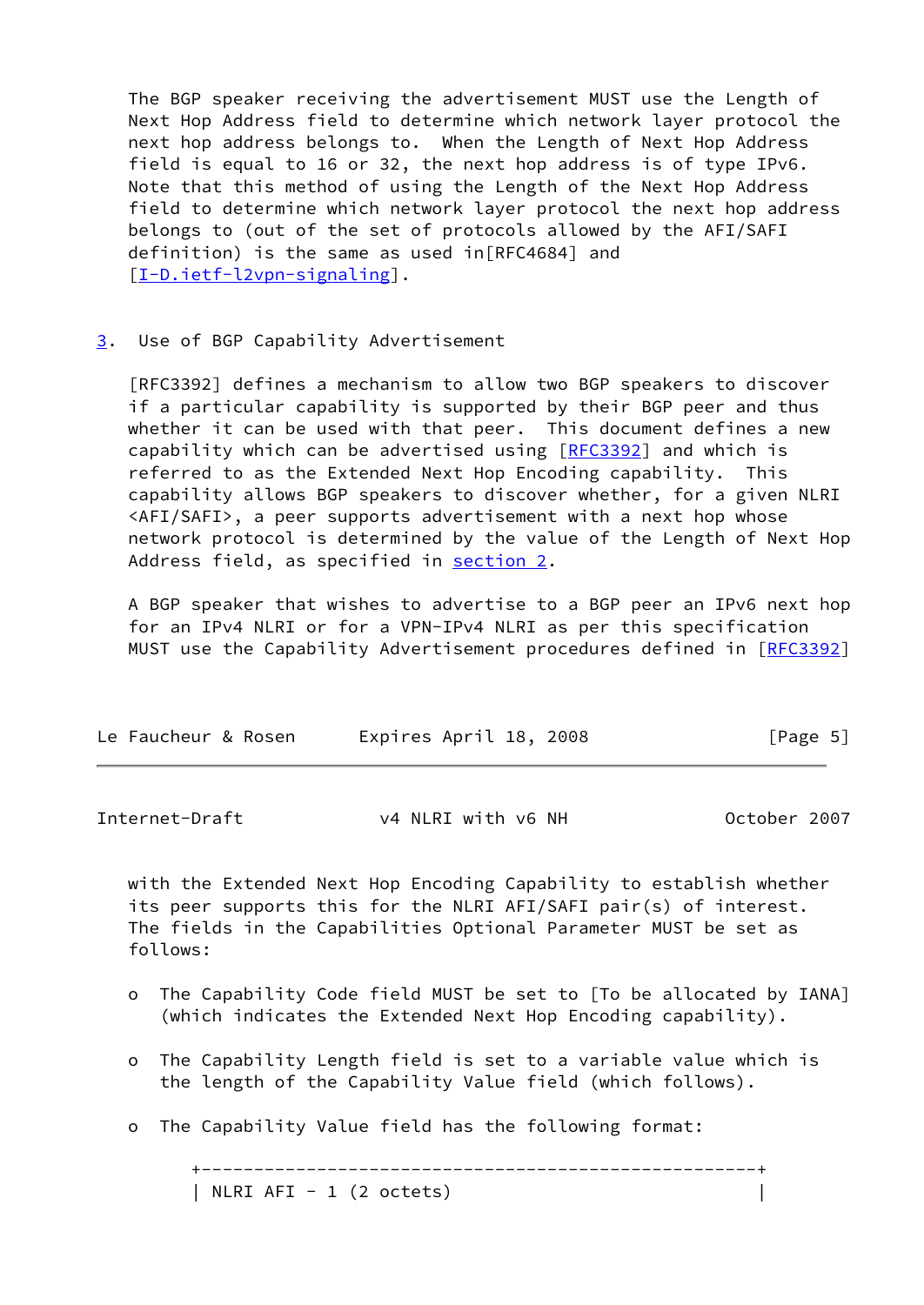The BGP speaker receiving the advertisement MUST use the Length of Next Hop Address field to determine which network layer protocol the next hop address belongs to. When the Length of Next Hop Address field is equal to 16 or 32, the next hop address is of type IPv6. Note that this method of using the Length of the Next Hop Address field to determine which network layer protocol the next hop address belongs to (out of the set of protocols allowed by the AFI/SAFI definition) is the same as used in[RFC4684] and [I-D.ietf-l2vpn-signaling].

## 3. Use of BGP Capability Advertisement

[RFC3392] defines a mechanism to allow two BGP speakers to discover if a particular capability is supported by their BGP peer and thus whether it can be used with that peer. This document defines a new capability which can be advertised using [RFC3392] and which is referred to as the Extended Next Hop Encoding capability. This capability allows BGP speakers to discover whether, for a given NLRI <AFI/SAFI>, a peer supports advertisement with a next hop whose network protocol is determined by the value of the Length of Next Hop Address field, as specified in section 2.

A BGP speaker that wishes to advertise to a BGP peer an IPv6 next hop for an IPv4 NLRI or for a VPN-IPv4 NLRI as per this specification MUST use the Capability Advertisement procedures defined in [RFC3392] with the Extended Next Hop Encoding Capability to establish whether its peer supports this for the NLRI AFI/SAFI pair(s) of interest. The fields in the Capabilities Optional Parameter MUST be set as follows:

- The Capability Code field MUST be set to [To be allocated by IANA] (which indicates the Extended Next Hop Encoding capability).

- The Capability Length field is set to a variable value which is the length of the Capability Value field (which follows).

- The Capability Value field has the following format:

```
+-----------------------------------------------------+
| NLRI AFI - 1 (2 octets)                             |
```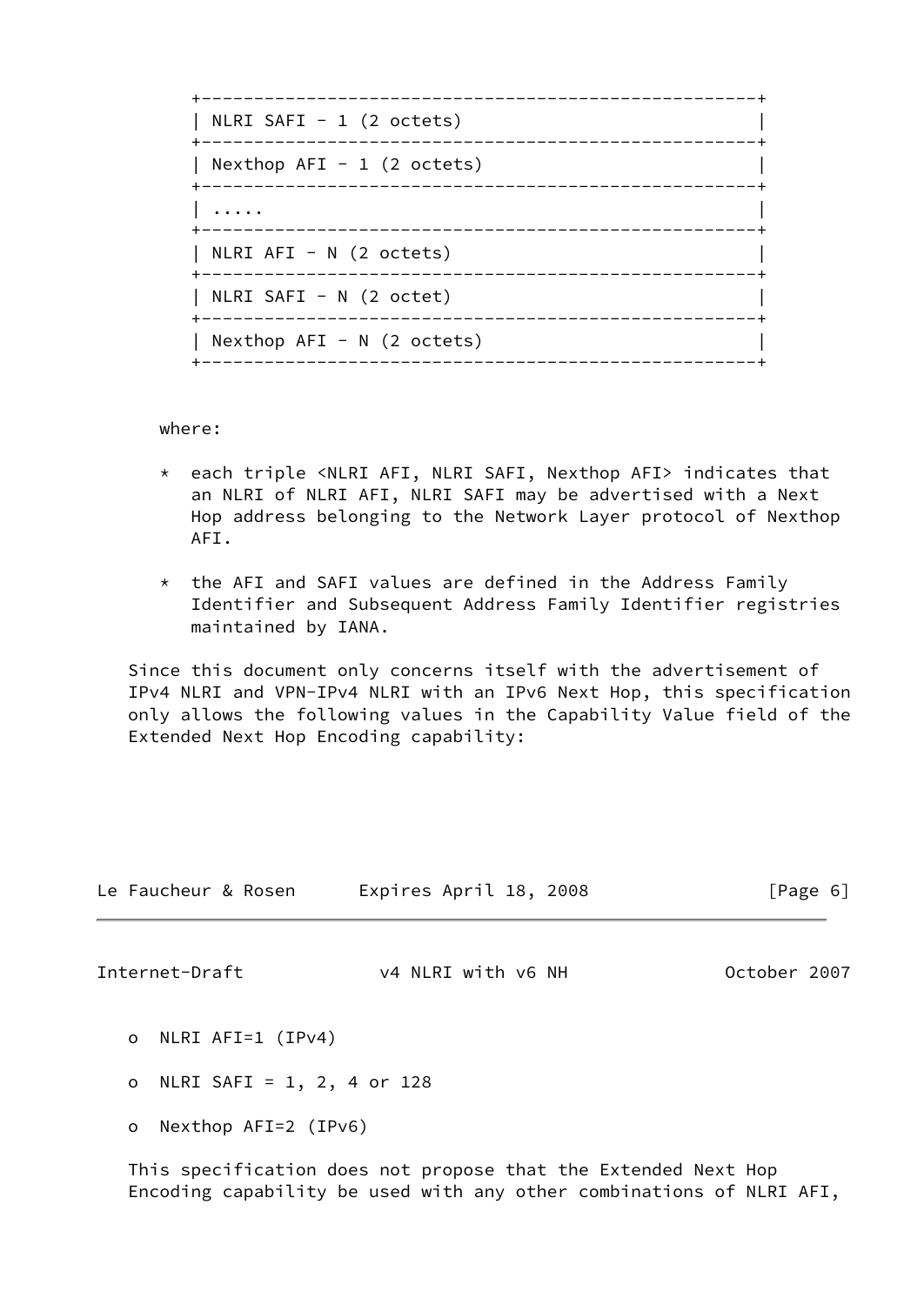```
+-----------------------------------------------------+
| NLRI SAFI - 1 (2 octets)                            |
+-----------------------------------------------------+
| Nexthop AFI - 1 (2 octets)                          |
+-----------------------------------------------------+
| .....                                               |
+-----------------------------------------------------+
| NLRI AFI - N (2 octets)                             |
+-----------------------------------------------------+
| NLRI SAFI - N (2 octet)                             |
+-----------------------------------------------------+
| Nexthop AFI - N (2 octets)                          |
+-----------------------------------------------------+
```

where:

* each triple <NLRI AFI, NLRI SAFI, Nexthop AFI> indicates that an NLRI of NLRI AFI, NLRI SAFI may be advertised with a Next Hop address belonging to the Network Layer protocol of Nexthop AFI.

* the AFI and SAFI values are defined in the Address Family Identifier and Subsequent Address Family Identifier registries maintained by IANA.

Since this document only concerns itself with the advertisement of IPv4 NLRI and VPN-IPv4 NLRI with an IPv6 Next Hop, this specification only allows the following values in the Capability Value field of the Extended Next Hop Encoding capability:

- o NLRI AFI=1 (IPv4)
- o NLRI SAFI = 1, 2, 4 or 128
- o Nexthop AFI=2 (IPv6)

This specification does not propose that the Extended Next Hop Encoding capability be used with any other combinations of NLRI AFI,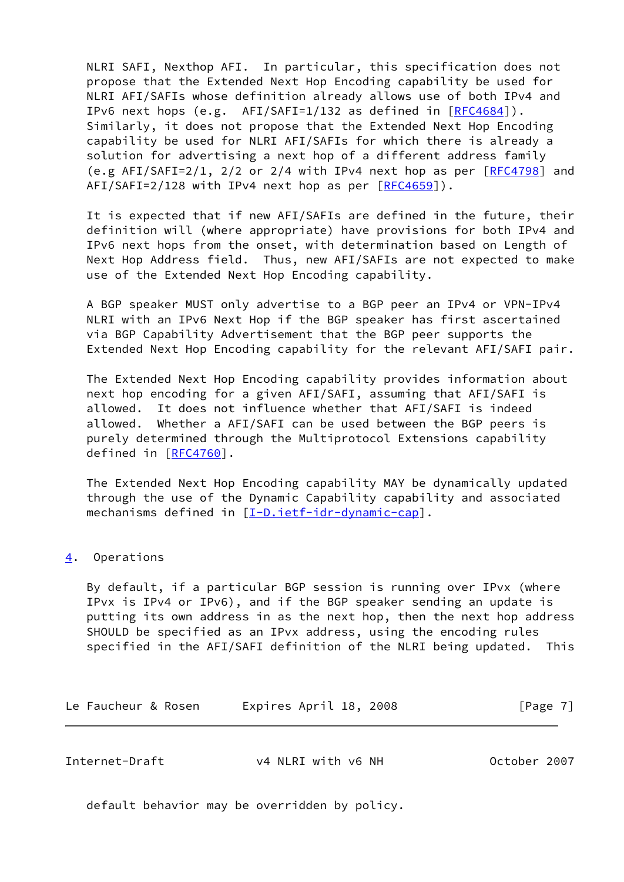NLRI SAFI, Nexthop AFI. In particular, this specification does not propose that the Extended Next Hop Encoding capability be used for NLRI AFI/SAFIs whose definition already allows use of both IPv4 and IPv6 next hops (e.g. AFI/SAFI=1/132 as defined in [RFC4684]). Similarly, it does not propose that the Extended Next Hop Encoding capability be used for NLRI AFI/SAFIs for which there is already a solution for advertising a next hop of a different address family (e.g AFI/SAFI=2/1, 2/2 or 2/4 with IPv4 next hop as per [RFC4798] and AFI/SAFI=2/128 with IPv4 next hop as per [RFC4659]).

It is expected that if new AFI/SAFIs are defined in the future, their definition will (where appropriate) have provisions for both IPv4 and IPv6 next hops from the onset, with determination based on Length of Next Hop Address field. Thus, new AFI/SAFIs are not expected to make use of the Extended Next Hop Encoding capability.

A BGP speaker MUST only advertise to a BGP peer an IPv4 or VPN-IPv4 NLRI with an IPv6 Next Hop if the BGP speaker has first ascertained via BGP Capability Advertisement that the BGP peer supports the Extended Next Hop Encoding capability for the relevant AFI/SAFI pair.

The Extended Next Hop Encoding capability provides information about next hop encoding for a given AFI/SAFI, assuming that AFI/SAFI is allowed. It does not influence whether that AFI/SAFI is indeed allowed. Whether a AFI/SAFI can be used between the BGP peers is purely determined through the Multiprotocol Extensions capability defined in [RFC4760].

The Extended Next Hop Encoding capability MAY be dynamically updated through the use of the Dynamic Capability capability and associated mechanisms defined in [I-D.ietf-idr-dynamic-cap].

## 4. Operations

By default, if a particular BGP session is running over IPvx (where IPvx is IPv4 or IPv6), and if the BGP speaker sending an update is putting its own address in as the next hop, then the next hop address SHOULD be specified as an IPvx address, using the encoding rules specified in the AFI/SAFI definition of the NLRI being updated. This default behavior may be overridden by policy.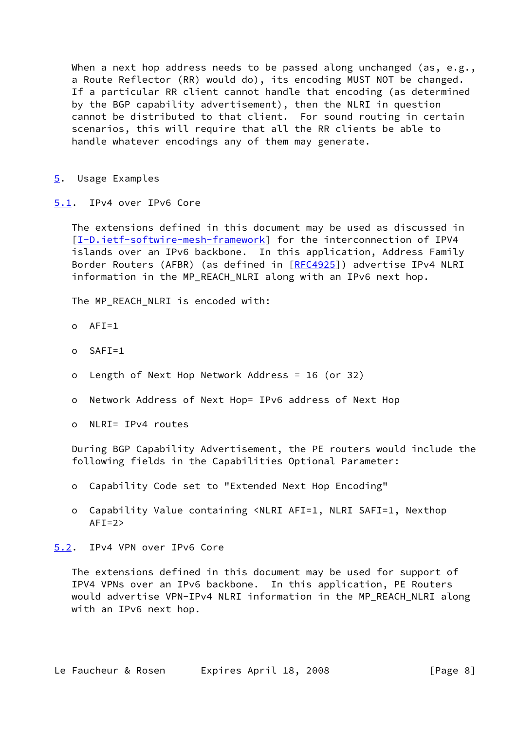When a next hop address needs to be passed along unchanged (as, e.g., a Route Reflector (RR) would do), its encoding MUST NOT be changed. If a particular RR client cannot handle that encoding (as determined by the BGP capability advertisement), then the NLRI in question cannot be distributed to that client. For sound routing in certain scenarios, this will require that all the RR clients be able to handle whatever encodings any of them may generate.

## 5. Usage Examples

### 5.1. IPv4 over IPv6 Core

The extensions defined in this document may be used as discussed in [I-D.ietf-softwire-mesh-framework] for the interconnection of IPV4 islands over an IPv6 backbone. In this application, Address Family Border Routers (AFBR) (as defined in [RFC4925]) advertise IPv4 NLRI information in the MP_REACH_NLRI along with an IPv6 next hop.

The MP_REACH_NLRI is encoded with:

- AFI=1
- SAFI=1
- Length of Next Hop Network Address = 16 (or 32)
- Network Address of Next Hop= IPv6 address of Next Hop
- NLRI= IPv4 routes

During BGP Capability Advertisement, the PE routers would include the following fields in the Capabilities Optional Parameter:

- Capability Code set to "Extended Next Hop Encoding"
- Capability Value containing <NLRI AFI=1, NLRI SAFI=1, Nexthop AFI=2>

### 5.2. IPv4 VPN over IPv6 Core

The extensions defined in this document may be used for support of IPV4 VPNs over an IPv6 backbone. In this application, PE Routers would advertise VPN-IPv4 NLRI information in the MP_REACH_NLRI along with an IPv6 next hop.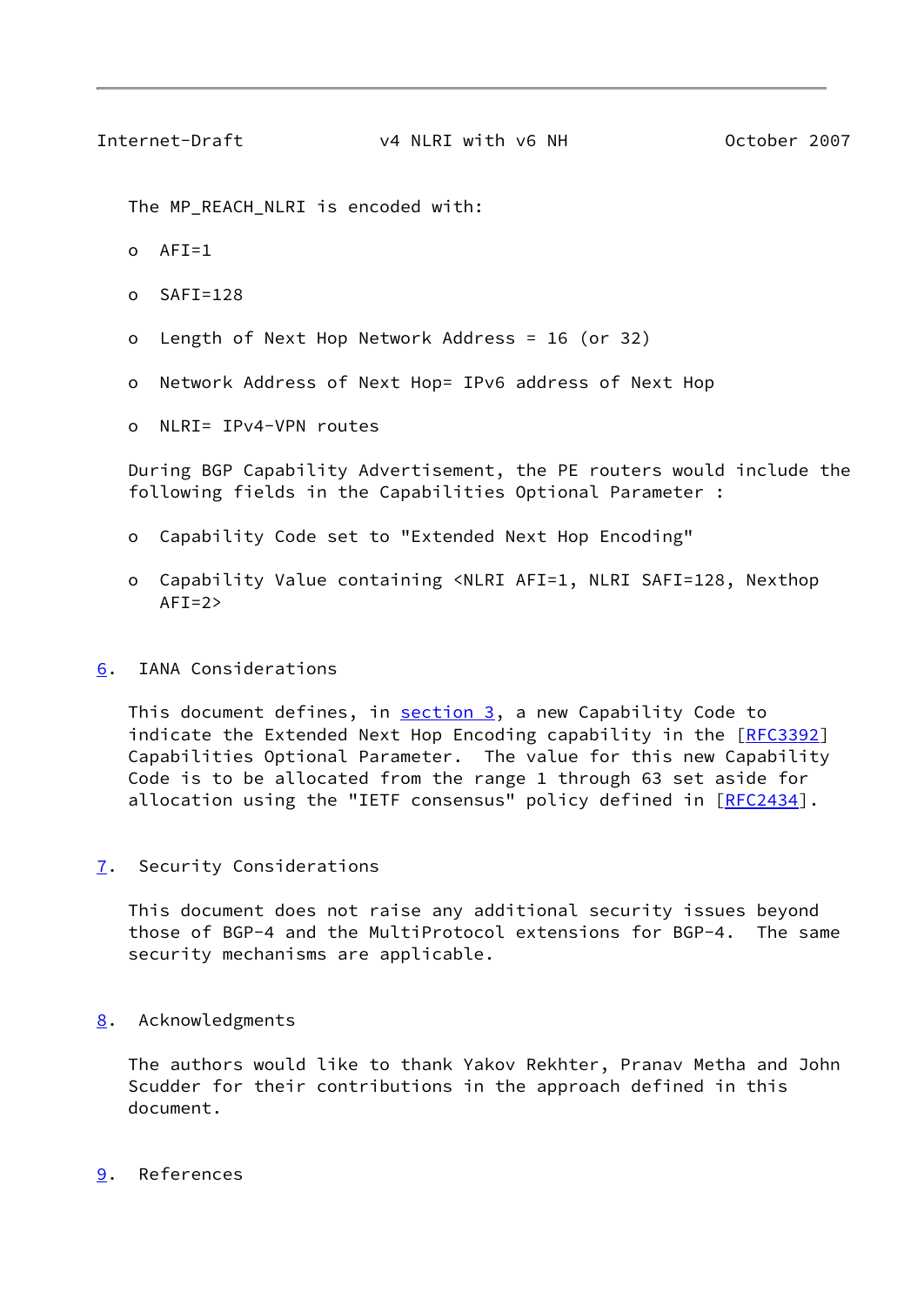The MP_REACH_NLRI is encoded with:

- AFI=1
- SAFI=128
- Length of Next Hop Network Address = 16 (or 32)
- Network Address of Next Hop= IPv6 address of Next Hop
- NLRI= IPv4-VPN routes

During BGP Capability Advertisement, the PE routers would include the following fields in the Capabilities Optional Parameter :

- Capability Code set to "Extended Next Hop Encoding"
- Capability Value containing <NLRI AFI=1, NLRI SAFI=128, Nexthop AFI=2>

## 6. IANA Considerations

This document defines, in section 3, a new Capability Code to indicate the Extended Next Hop Encoding capability in the [RFC3392] Capabilities Optional Parameter. The value for this new Capability Code is to be allocated from the range 1 through 63 set aside for allocation using the "IETF consensus" policy defined in [RFC2434].

## 7. Security Considerations

This document does not raise any additional security issues beyond those of BGP-4 and the MultiProtocol extensions for BGP-4. The same security mechanisms are applicable.

## 8. Acknowledgments

The authors would like to thank Yakov Rekhter, Pranav Metha and John Scudder for their contributions in the approach defined in this document.

## 9. References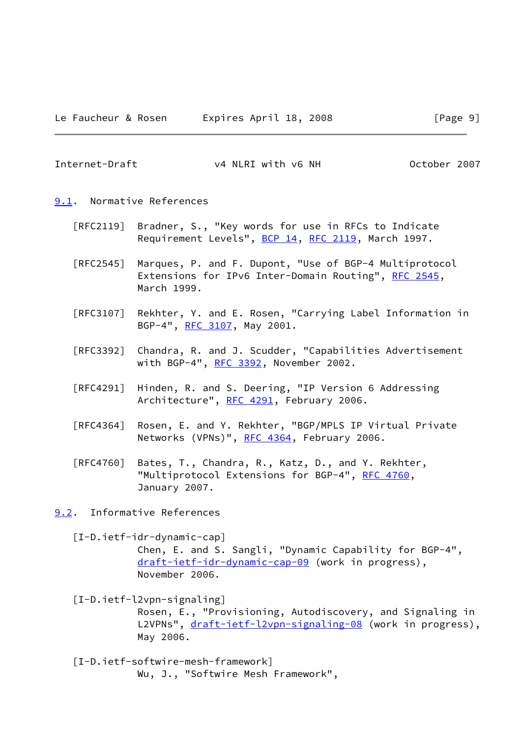### 9.1. Normative References

[RFC2119] Bradner, S., "Key words for use in RFCs to Indicate Requirement Levels", BCP 14, RFC 2119, March 1997.

[RFC2545] Marques, P. and F. Dupont, "Use of BGP-4 Multiprotocol Extensions for IPv6 Inter-Domain Routing", RFC 2545, March 1999.

[RFC3107] Rekhter, Y. and E. Rosen, "Carrying Label Information in BGP-4", RFC 3107, May 2001.

[RFC3392] Chandra, R. and J. Scudder, "Capabilities Advertisement with BGP-4", RFC 3392, November 2002.

[RFC4291] Hinden, R. and S. Deering, "IP Version 6 Addressing Architecture", RFC 4291, February 2006.

[RFC4364] Rosen, E. and Y. Rekhter, "BGP/MPLS IP Virtual Private Networks (VPNs)", RFC 4364, February 2006.

[RFC4760] Bates, T., Chandra, R., Katz, D., and Y. Rekhter, "Multiprotocol Extensions for BGP-4", RFC 4760, January 2007.

### 9.2. Informative References

[I-D.ietf-idr-dynamic-cap]
Chen, E. and S. Sangli, "Dynamic Capability for BGP-4", draft-ietf-idr-dynamic-cap-09 (work in progress), November 2006.

[I-D.ietf-l2vpn-signaling]
Rosen, E., "Provisioning, Autodiscovery, and Signaling in L2VPNs", draft-ietf-l2vpn-signaling-08 (work in progress), May 2006.

[I-D.ietf-softwire-mesh-framework]
Wu, J., "Softwire Mesh Framework",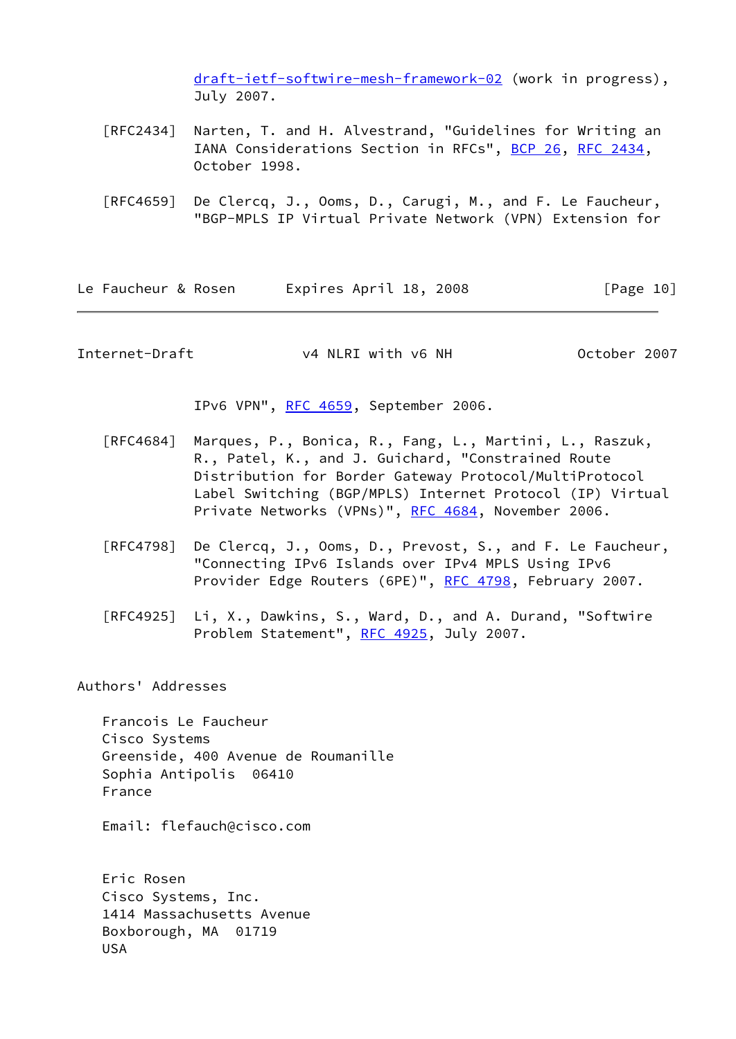draft-ietf-softwire-mesh-framework-02 (work in progress), July 2007.

[RFC2434] Narten, T. and H. Alvestrand, "Guidelines for Writing an IANA Considerations Section in RFCs", BCP 26, RFC 2434, October 1998.

[RFC4659] De Clercq, J., Ooms, D., Carugi, M., and F. Le Faucheur, "BGP-MPLS IP Virtual Private Network (VPN) Extension for IPv6 VPN", RFC 4659, September 2006.

[RFC4684] Marques, P., Bonica, R., Fang, L., Martini, L., Raszuk, R., Patel, K., and J. Guichard, "Constrained Route Distribution for Border Gateway Protocol/MultiProtocol Label Switching (BGP/MPLS) Internet Protocol (IP) Virtual Private Networks (VPNs)", RFC 4684, November 2006.

[RFC4798] De Clercq, J., Ooms, D., Prevost, S., and F. Le Faucheur, "Connecting IPv6 Islands over IPv4 MPLS Using IPv6 Provider Edge Routers (6PE)", RFC 4798, February 2007.

[RFC4925] Li, X., Dawkins, S., Ward, D., and A. Durand, "Softwire Problem Statement", RFC 4925, July 2007.

## Authors' Addresses

Francois Le Faucheur
Cisco Systems
Greenside, 400 Avenue de Roumanille
Sophia Antipolis 06410
France

Email: flefauch@cisco.com

Eric Rosen
Cisco Systems, Inc.
1414 Massachusetts Avenue
Boxborough, MA 01719
USA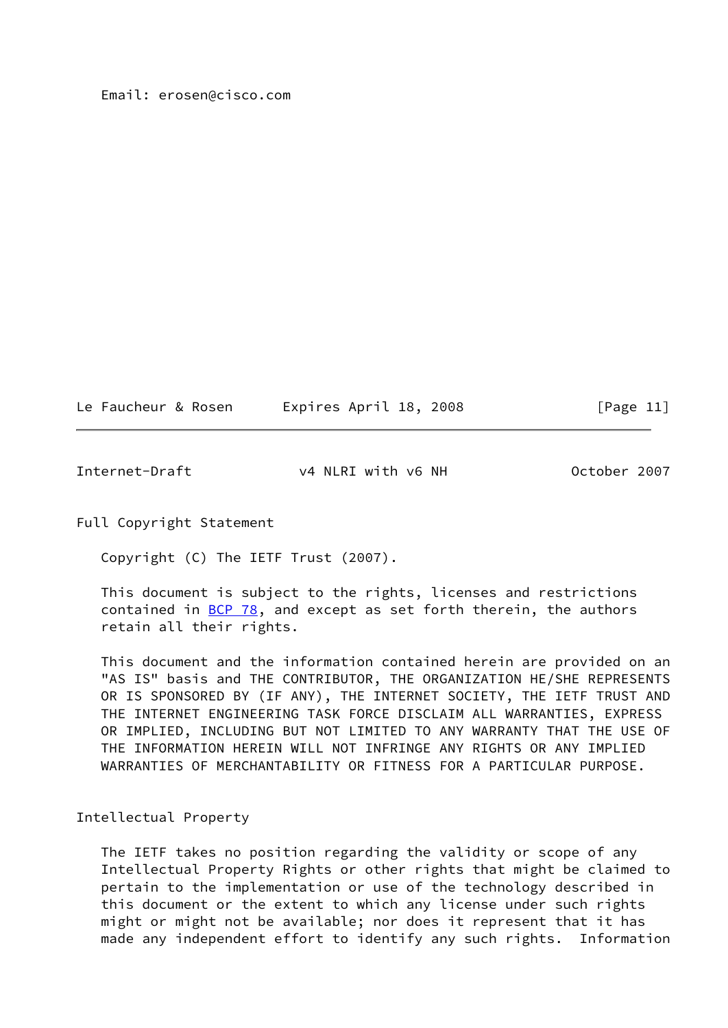Email: erosen@cisco.com

## Full Copyright Statement

Copyright (C) The IETF Trust (2007).

This document is subject to the rights, licenses and restrictions contained in BCP 78, and except as set forth therein, the authors retain all their rights.

This document and the information contained herein are provided on an "AS IS" basis and THE CONTRIBUTOR, THE ORGANIZATION HE/SHE REPRESENTS OR IS SPONSORED BY (IF ANY), THE INTERNET SOCIETY, THE IETF TRUST AND THE INTERNET ENGINEERING TASK FORCE DISCLAIM ALL WARRANTIES, EXPRESS OR IMPLIED, INCLUDING BUT NOT LIMITED TO ANY WARRANTY THAT THE USE OF THE INFORMATION HEREIN WILL NOT INFRINGE ANY RIGHTS OR ANY IMPLIED WARRANTIES OF MERCHANTABILITY OR FITNESS FOR A PARTICULAR PURPOSE.

## Intellectual Property

The IETF takes no position regarding the validity or scope of any Intellectual Property Rights or other rights that might be claimed to pertain to the implementation or use of the technology described in this document or the extent to which any license under such rights might or might not be available; nor does it represent that it has made any independent effort to identify any such rights. Information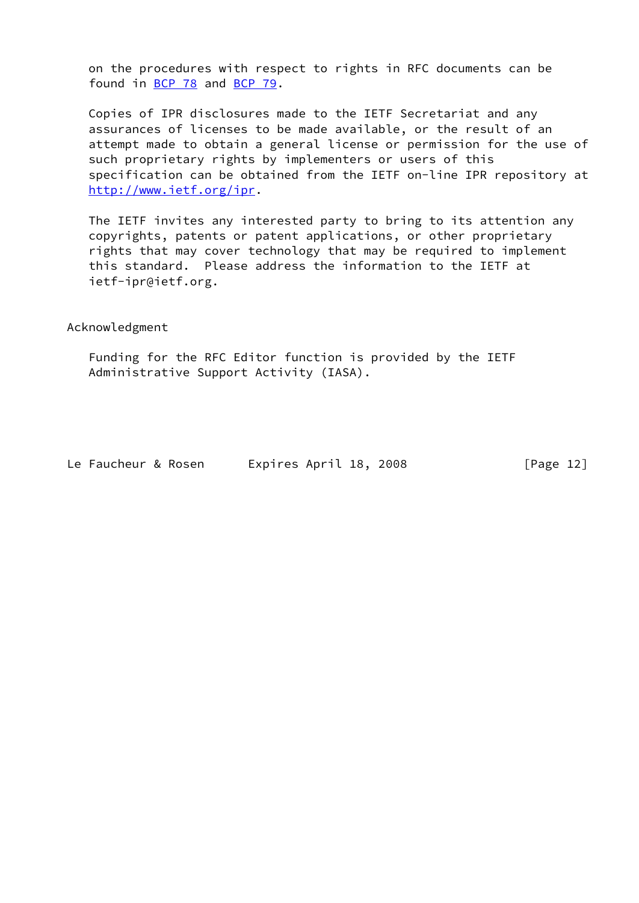on the procedures with respect to rights in RFC documents can be found in BCP 78 and BCP 79.

Copies of IPR disclosures made to the IETF Secretariat and any assurances of licenses to be made available, or the result of an attempt made to obtain a general license or permission for the use of such proprietary rights by implementers or users of this specification can be obtained from the IETF on-line IPR repository at http://www.ietf.org/ipr.

The IETF invites any interested party to bring to its attention any copyrights, patents or patent applications, or other proprietary rights that may cover technology that may be required to implement this standard. Please address the information to the IETF at ietf-ipr@ietf.org.

## Acknowledgment

Funding for the RFC Editor function is provided by the IETF Administrative Support Activity (IASA).